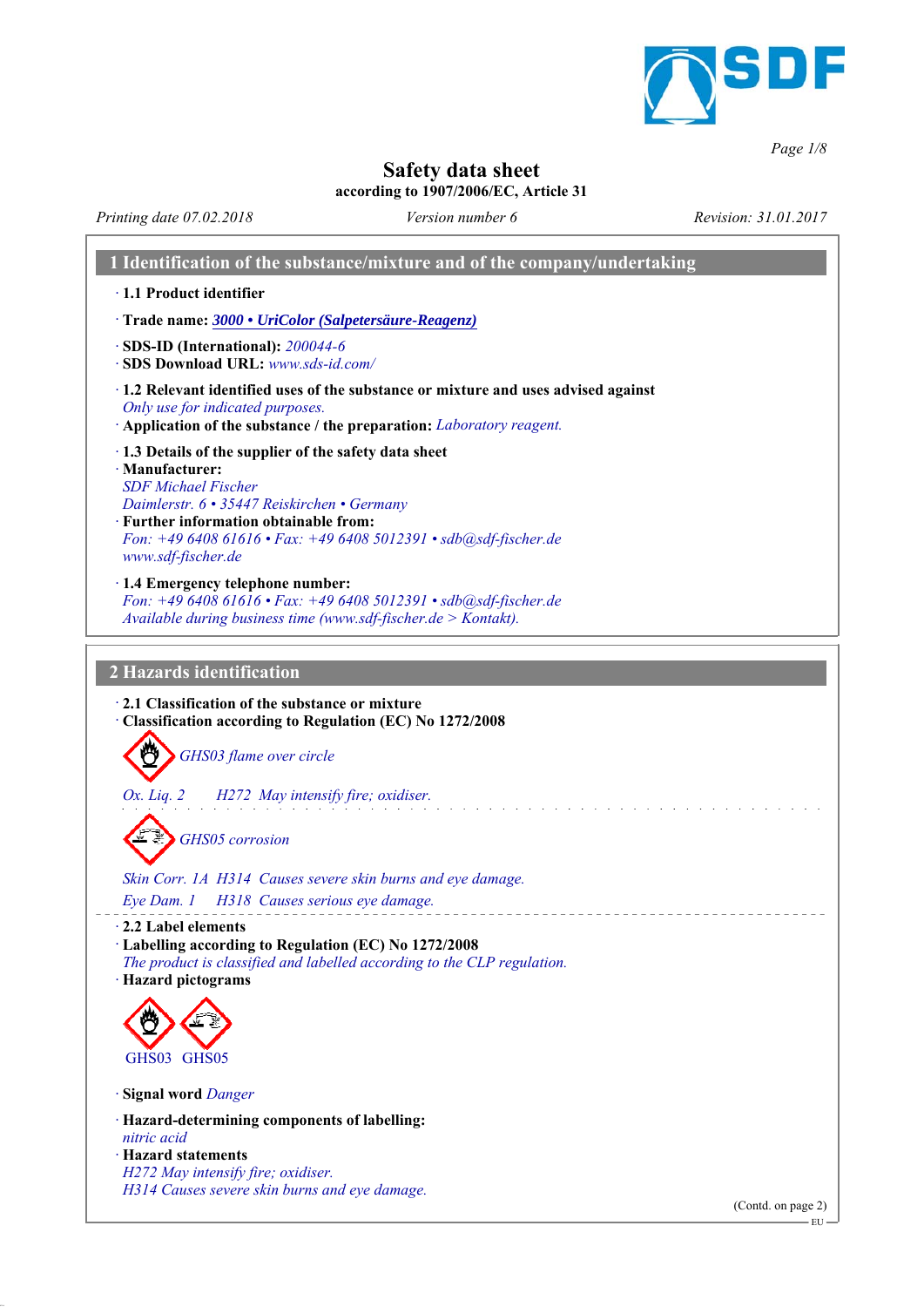# Safety data sheet

according to 1907/2006/EC, Article 31

Printing date 07.02.2018 | Version number 6 | Revision: 31.01.2017

## 1 Identification of the substance/mixture and of the company/undertaking

· **1.1 Product identifier**

· **Trade name:** *3000 • UriColor (Salpetersäure-Reagenz)*

· **SDS-ID (International):** *200044-6*
· **SDS Download URL:** *www.sds-id.com/*

· **1.2 Relevant identified uses of the substance or mixture and uses advised against**
*Only use for indicated purposes.*
· **Application of the substance / the preparation:** *Laboratory reagent.*

· **1.3 Details of the supplier of the safety data sheet**
· **Manufacturer:**
*SDF Michael Fischer*
*Daimlerstr. 6 • 35447 Reiskirchen • Germany*
· **Further information obtainable from:**
*Fon: +49 6408 61616 • Fax: +49 6408 5012391 • sdb@sdf-fischer.de*
*www.sdf-fischer.de*

· **1.4 Emergency telephone number:**
*Fon: +49 6408 61616 • Fax: +49 6408 5012391 • sdb@sdf-fischer.de*
*Available during business time (www.sdf-fischer.de > Kontakt).*

## 2 Hazards identification

· **2.1 Classification of the substance or mixture**
· **Classification according to Regulation (EC) No 1272/2008**

*GHS03 flame over circle*

*Ox. Liq. 2 H272 May intensify fire; oxidiser.*

*GHS05 corrosion*

*Skin Corr. 1A H314 Causes severe skin burns and eye damage.*
*Eye Dam. 1 H318 Causes serious eye damage.*

· **2.2 Label elements**
· **Labelling according to Regulation (EC) No 1272/2008**
*The product is classified and labelled according to the CLP regulation.*
· **Hazard pictograms**

GHS03 GHS05

· **Signal word** *Danger*

· **Hazard-determining components of labelling:**
*nitric acid*
· **Hazard statements**
*H272 May intensify fire; oxidiser.*
*H314 Causes severe skin burns and eye damage.*

(Contd. on page 2)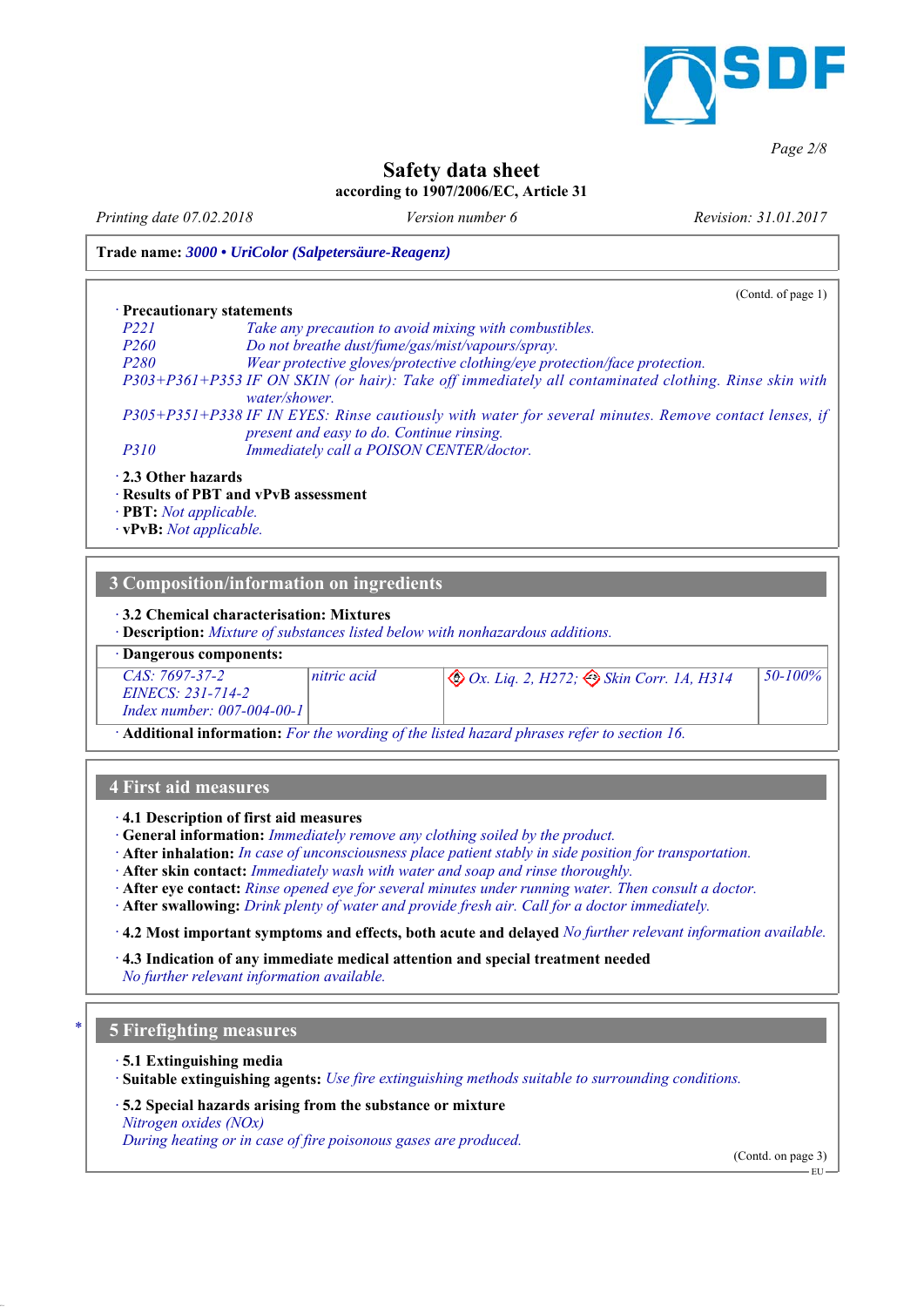**Safety data sheet**
**according to 1907/2006/EC, Article 31**

*Printing date 07.02.2018* | *Version number 6* | *Revision: 31.01.2017*

**Trade name:** *3000 • UriColor (Salpetersäure-Reagenz)*

(Contd. of page 1)

· **Precautionary statements**

*P221* *Take any precaution to avoid mixing with combustibles.*
*P260* *Do not breathe dust/fume/gas/mist/vapours/spray.*
*P280* *Wear protective gloves/protective clothing/eye protection/face protection.*
*P303+P361+P353* *IF ON SKIN (or hair): Take off immediately all contaminated clothing. Rinse skin with water/shower.*
*P305+P351+P338* *IF IN EYES: Rinse cautiously with water for several minutes. Remove contact lenses, if present and easy to do. Continue rinsing.*
*P310* *Immediately call a POISON CENTER/doctor.*

· **2.3 Other hazards**
· **Results of PBT and vPvB assessment**
· **PBT:** *Not applicable.*
· **vPvB:** *Not applicable.*

## 3 Composition/information on ingredients

· **3.2 Chemical characterisation: Mixtures**
· **Description:** *Mixture of substances listed below with nonhazardous additions.*

· **Dangerous components:**

| | | | |
|---|---|---|---|
| *CAS: 7697-37-2*<br>*EINECS: 231-714-2*<br>*Index number: 007-004-00-1* | *nitric acid* | *Ox. Liq. 2, H272; Skin Corr. 1A, H314* | *50-100%* |

· **Additional information:** *For the wording of the listed hazard phrases refer to section 16.*

## 4 First aid measures

· **4.1 Description of first aid measures**
· **General information:** *Immediately remove any clothing soiled by the product.*
· **After inhalation:** *In case of unconsciousness place patient stably in side position for transportation.*
· **After skin contact:** *Immediately wash with water and soap and rinse thoroughly.*
· **After eye contact:** *Rinse opened eye for several minutes under running water. Then consult a doctor.*
· **After swallowing:** *Drink plenty of water and provide fresh air. Call for a doctor immediately.*

· **4.2 Most important symptoms and effects, both acute and delayed** *No further relevant information available.*

· **4.3 Indication of any immediate medical attention and special treatment needed**
*No further relevant information available.*

## 5 Firefighting measures

· **5.1 Extinguishing media**
· **Suitable extinguishing agents:** *Use fire extinguishing methods suitable to surrounding conditions.*

· **5.2 Special hazards arising from the substance or mixture**
*Nitrogen oxides (NOx)*
*During heating or in case of fire poisonous gases are produced.*

(Contd. on page 3)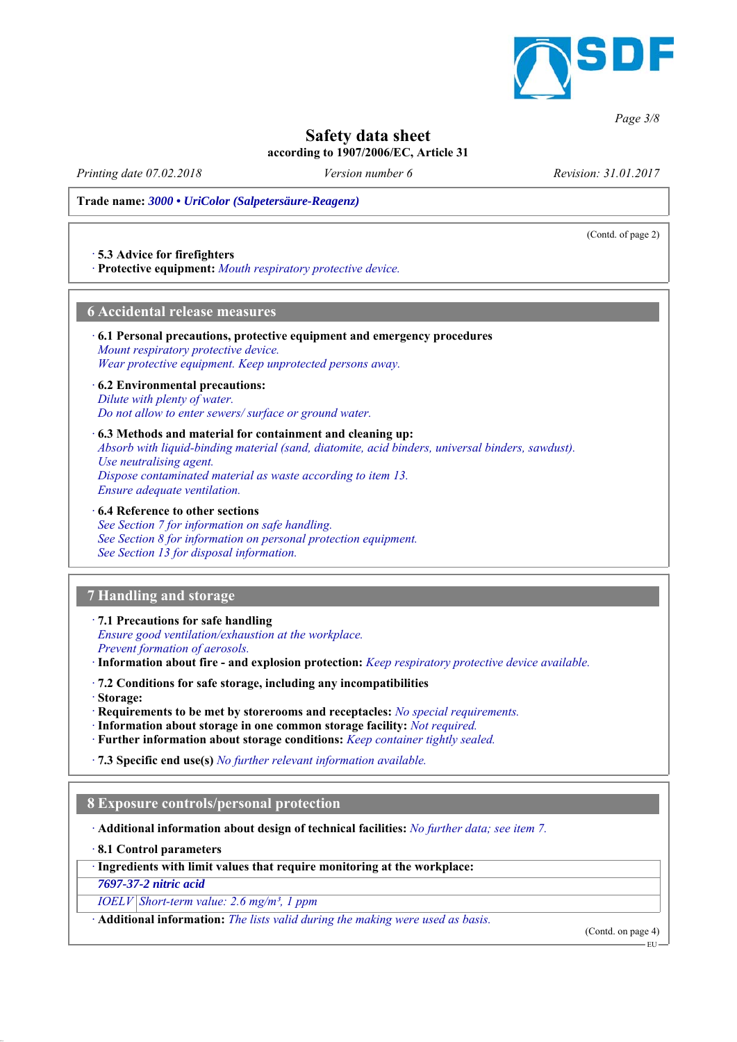# Safety data sheet

**according to 1907/2006/EC, Article 31**

*Printing date 07.02.2018* — *Version number 6* — *Revision: 31.01.2017*

**Trade name:** ***3000 • UriColor (Salpetersäure-Reagenz)***

(Contd. of page 2)

· **5.3 Advice for firefighters**
· **Protective equipment:** *Mouth respiratory protective device.*

## 6 Accidental release measures

· **6.1 Personal precautions, protective equipment and emergency procedures**
*Mount respiratory protective device.*
*Wear protective equipment. Keep unprotected persons away.*

· **6.2 Environmental precautions:**
*Dilute with plenty of water.*
*Do not allow to enter sewers/ surface or ground water.*

· **6.3 Methods and material for containment and cleaning up:**
*Absorb with liquid-binding material (sand, diatomite, acid binders, universal binders, sawdust).*
*Use neutralising agent.*
*Dispose contaminated material as waste according to item 13.*
*Ensure adequate ventilation.*

· **6.4 Reference to other sections**
*See Section 7 for information on safe handling.*
*See Section 8 for information on personal protection equipment.*
*See Section 13 for disposal information.*

## 7 Handling and storage

· **7.1 Precautions for safe handling**
*Ensure good ventilation/exhaustion at the workplace.*
*Prevent formation of aerosols.*
· **Information about fire - and explosion protection:** *Keep respiratory protective device available.*

· **7.2 Conditions for safe storage, including any incompatibilities**
· **Storage:**
· **Requirements to be met by storerooms and receptacles:** *No special requirements.*
· **Information about storage in one common storage facility:** *Not required.*
· **Further information about storage conditions:** *Keep container tightly sealed.*

· **7.3 Specific end use(s)** *No further relevant information available.*

## 8 Exposure controls/personal protection

· **Additional information about design of technical facilities:** *No further data; see item 7.*

· **8.1 Control parameters**

| · Ingredients with limit values that require monitoring at the workplace: | |
|---|---|
| ***7697-37-2 nitric acid*** | |
| *IOELV* | *Short-term value: 2.6 mg/m³, 1 ppm* |

· **Additional information:** *The lists valid during the making were used as basis.*

(Contd. on page 4)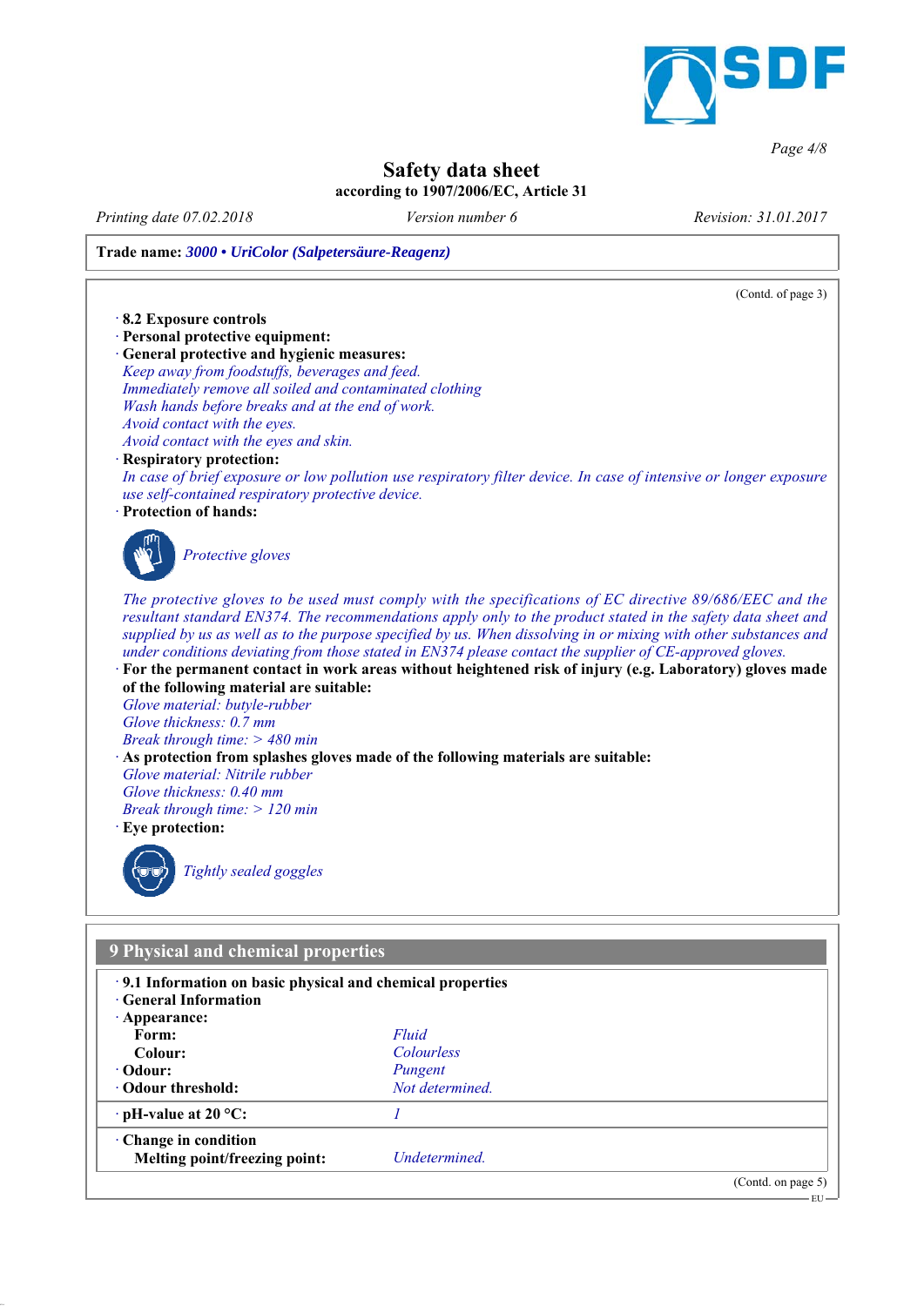**Safety data sheet**
**according to 1907/2006/EC, Article 31**

*Printing date 07.02.2018* *Version number 6* *Revision: 31.01.2017*

**Trade name:** *3000 • UriColor (Salpetersäure-Reagenz)*

(Contd. of page 3)

· **8.2 Exposure controls**
· **Personal protective equipment:**
· **General protective and hygienic measures:**
*Keep away from foodstuffs, beverages and feed.*
*Immediately remove all soiled and contaminated clothing*
*Wash hands before breaks and at the end of work.*
*Avoid contact with the eyes.*
*Avoid contact with the eyes and skin.*
· **Respiratory protection:**
*In case of brief exposure or low pollution use respiratory filter device. In case of intensive or longer exposure use self-contained respiratory protective device.*
· **Protection of hands:**

*Protective gloves*

*The protective gloves to be used must comply with the specifications of EC directive 89/686/EEC and the resultant standard EN374. The recommendations apply only to the product stated in the safety data sheet and supplied by us as well as to the purpose specified by us. When dissolving in or mixing with other substances and under conditions deviating from those stated in EN374 please contact the supplier of CE-approved gloves.*
· **For the permanent contact in work areas without heightened risk of injury (e.g. Laboratory) gloves made of the following material are suitable:**
*Glove material: butyle-rubber*
*Glove thickness: 0.7 mm*
*Break through time: > 480 min*
· **As protection from splashes gloves made of the following materials are suitable:**
*Glove material: Nitrile rubber*
*Glove thickness: 0.40 mm*
*Break through time: > 120 min*
· **Eye protection:**

*Tightly sealed goggles*

## 9 Physical and chemical properties

· **9.1 Information on basic physical and chemical properties**
· **General Information**
· **Appearance:**

| | |
|---|---|
| **Form:** | *Fluid* |
| **Colour:** | *Colourless* |
| · **Odour:** | *Pungent* |
| · **Odour threshold:** | *Not determined.* |
| · **pH-value at 20 °C:** | *1* |
| · **Change in condition** | |
| **Melting point/freezing point:** | *Undetermined.* |

(Contd. on page 5)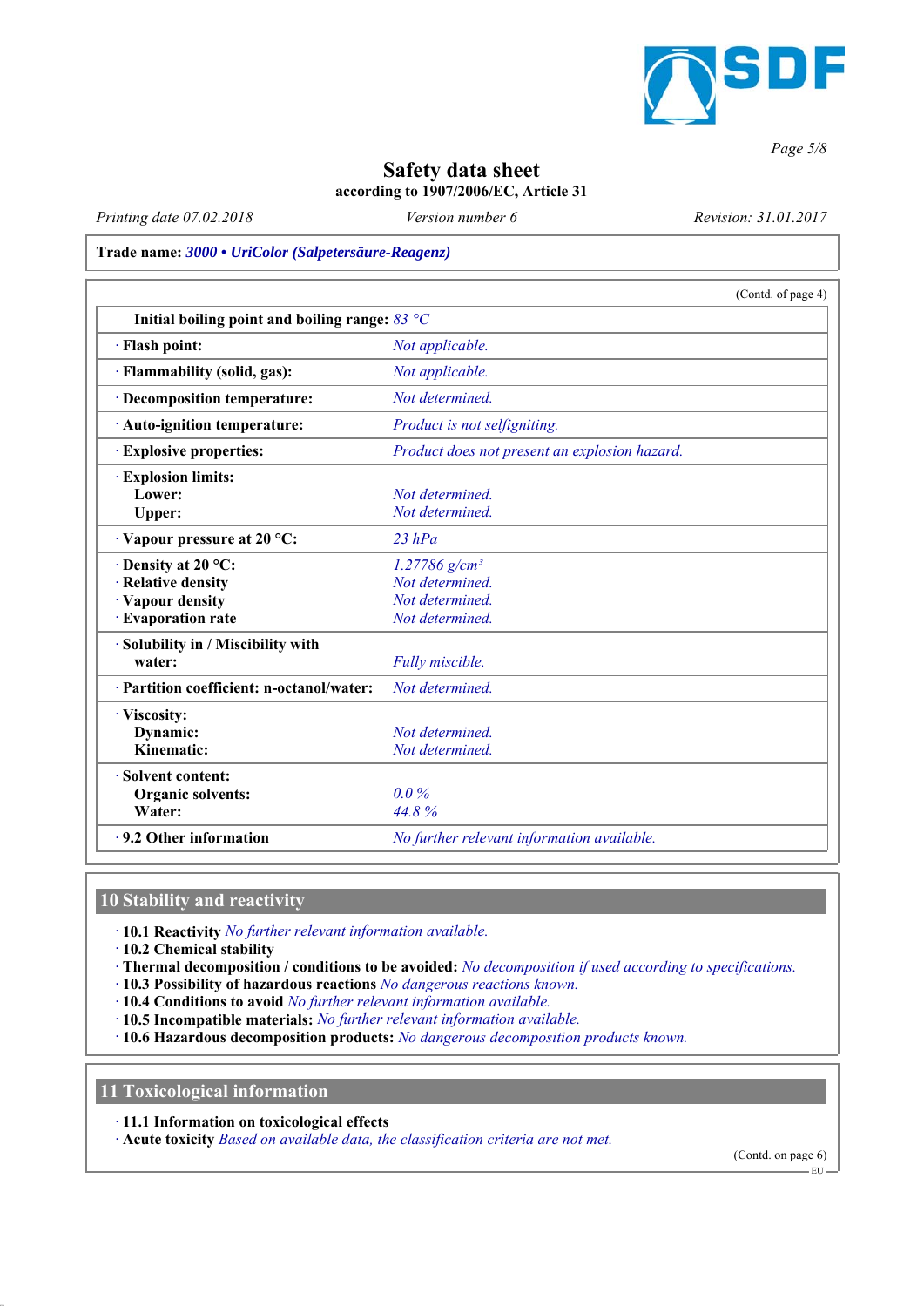**Safety data sheet**
**according to 1907/2006/EC, Article 31**

*Printing date 07.02.2018* *Version number 6* *Revision: 31.01.2017*

**Trade name:** *3000 • UriColor (Salpetersäure-Reagenz)*

(Contd. of page 4)

| | |
|---|---|
| **Initial boiling point and boiling range:** | *83 °C* |
| · **Flash point:** | *Not applicable.* |
| · **Flammability (solid, gas):** | *Not applicable.* |
| · **Decomposition temperature:** | *Not determined.* |
| · **Auto-ignition temperature:** | *Product is not selfigniting.* |
| · **Explosive properties:** | *Product does not present an explosion hazard.* |
| · **Explosion limits:** | |
| **Lower:** | *Not determined.* |
| **Upper:** | *Not determined.* |
| · **Vapour pressure at 20 °C:** | *23 hPa* |
| · **Density at 20 °C:** | *1.27786 g/cm³* |
| · **Relative density** | *Not determined.* |
| · **Vapour density** | *Not determined.* |
| · **Evaporation rate** | *Not determined.* |
| · **Solubility in / Miscibility with water:** | *Fully miscible.* |
| · **Partition coefficient: n-octanol/water:** | *Not determined.* |
| · **Viscosity:** | |
| **Dynamic:** | *Not determined.* |
| **Kinematic:** | *Not determined.* |
| · **Solvent content:** | |
| **Organic solvents:** | *0.0 %* |
| **Water:** | *44.8 %* |
| · **9.2 Other information** | *No further relevant information available.* |

## 10 Stability and reactivity

· **10.1 Reactivity** *No further relevant information available.*
· **10.2 Chemical stability**
· **Thermal decomposition / conditions to be avoided:** *No decomposition if used according to specifications.*
· **10.3 Possibility of hazardous reactions** *No dangerous reactions known.*
· **10.4 Conditions to avoid** *No further relevant information available.*
· **10.5 Incompatible materials:** *No further relevant information available.*
· **10.6 Hazardous decomposition products:** *No dangerous decomposition products known.*

## 11 Toxicological information

· **11.1 Information on toxicological effects**
· **Acute toxicity** *Based on available data, the classification criteria are not met.*

(Contd. on page 6)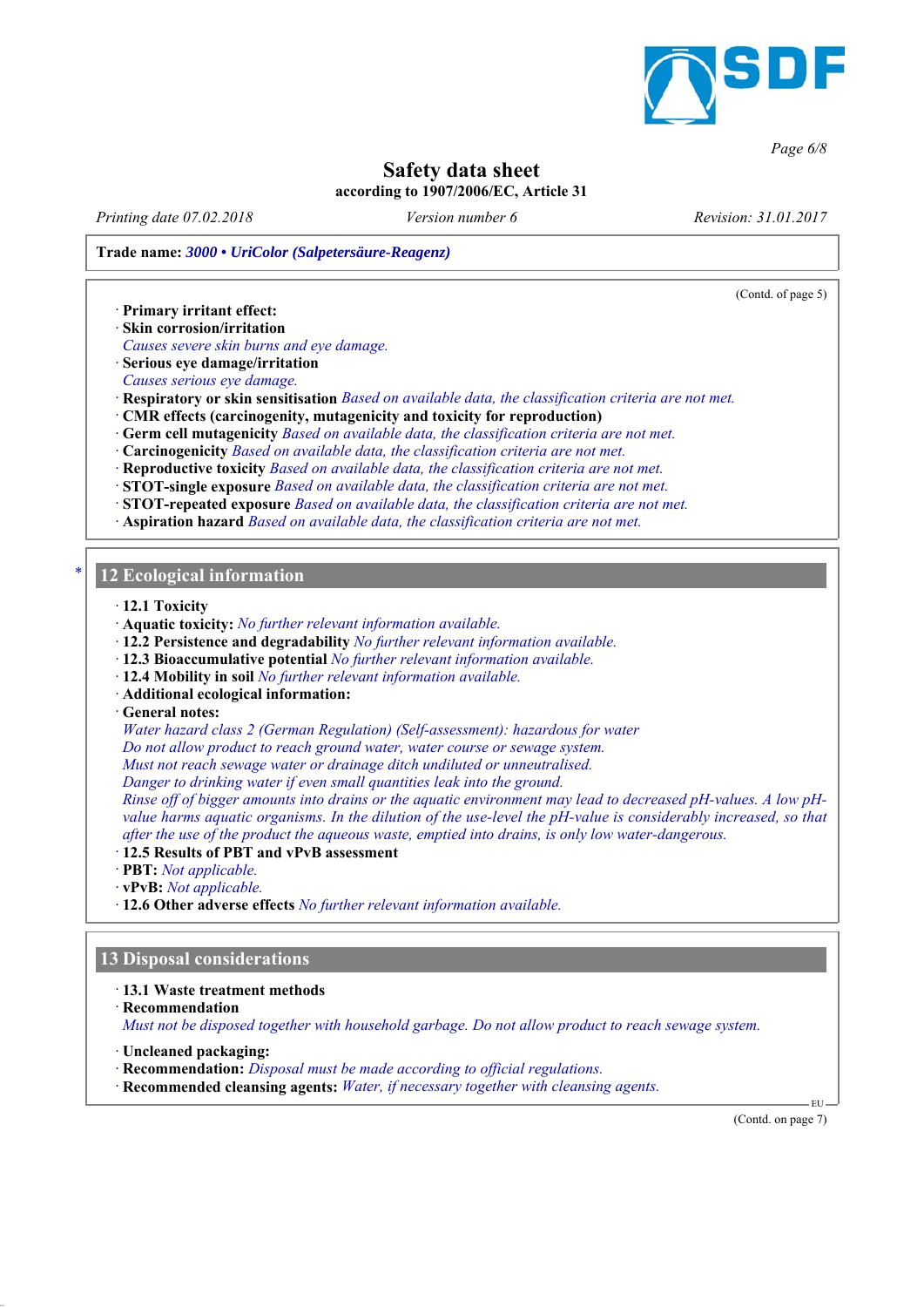Safety data sheet
according to 1907/2006/EC, Article 31

Printing date 07.02.2018 | Version number 6 | Revision: 31.01.2017

**Trade name:** *3000 • UriColor (Salpetersäure-Reagenz)*

(Contd. of page 5)

· **Primary irritant effect:**
· **Skin corrosion/irritation**
*Causes severe skin burns and eye damage.*
· **Serious eye damage/irritation**
*Causes serious eye damage.*
· **Respiratory or skin sensitisation** *Based on available data, the classification criteria are not met.*
· **CMR effects (carcinogenity, mutagenicity and toxicity for reproduction)**
· **Germ cell mutagenicity** *Based on available data, the classification criteria are not met.*
· **Carcinogenicity** *Based on available data, the classification criteria are not met.*
· **Reproductive toxicity** *Based on available data, the classification criteria are not met.*
· **STOT-single exposure** *Based on available data, the classification criteria are not met.*
· **STOT-repeated exposure** *Based on available data, the classification criteria are not met.*
· **Aspiration hazard** *Based on available data, the classification criteria are not met.*

## * 12 Ecological information

· **12.1 Toxicity**
· **Aquatic toxicity:** *No further relevant information available.*
· **12.2 Persistence and degradability** *No further relevant information available.*
· **12.3 Bioaccumulative potential** *No further relevant information available.*
· **12.4 Mobility in soil** *No further relevant information available.*
· **Additional ecological information:**
· **General notes:**
*Water hazard class 2 (German Regulation) (Self-assessment): hazardous for water*
*Do not allow product to reach ground water, water course or sewage system.*
*Must not reach sewage water or drainage ditch undiluted or unneutralised.*
*Danger to drinking water if even small quantities leak into the ground.*
*Rinse off of bigger amounts into drains or the aquatic environment may lead to decreased pH-values. A low pH-value harms aquatic organisms. In the dilution of the use-level the pH-value is considerably increased, so that after the use of the product the aqueous waste, emptied into drains, is only low water-dangerous.*
· **12.5 Results of PBT and vPvB assessment**
· **PBT:** *Not applicable.*
· **vPvB:** *Not applicable.*
· **12.6 Other adverse effects** *No further relevant information available.*

## 13 Disposal considerations

· **13.1 Waste treatment methods**
· **Recommendation**
*Must not be disposed together with household garbage. Do not allow product to reach sewage system.*

· **Uncleaned packaging:**
· **Recommendation:** *Disposal must be made according to official regulations.*
· **Recommended cleansing agents:** *Water, if necessary together with cleansing agents.*

EU

(Contd. on page 7)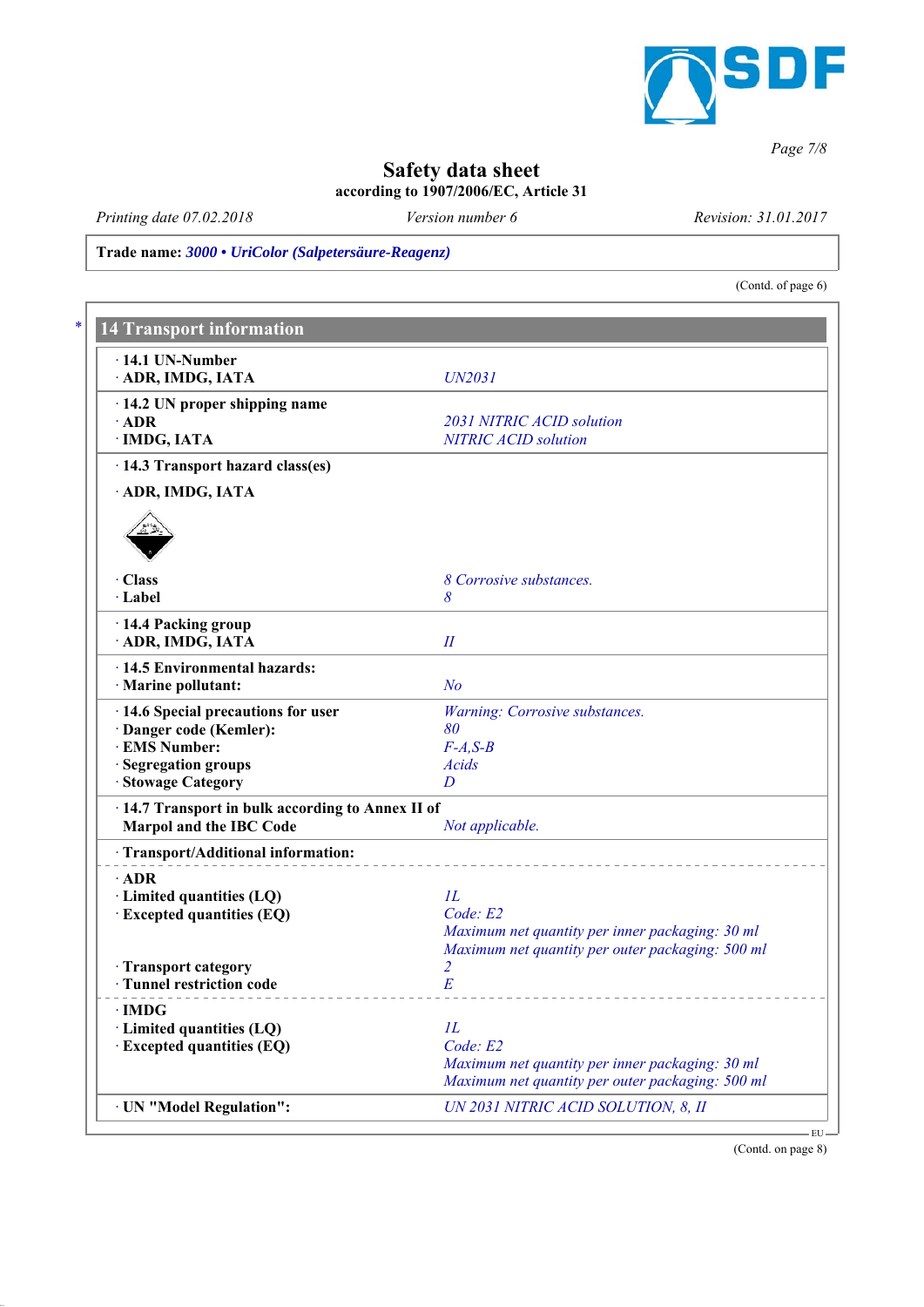**Safety data sheet**

**according to 1907/2006/EC, Article 31**

*Printing date 07.02.2018* *Version number 6* *Revision: 31.01.2017*

**Trade name:** ***3000 • UriColor (Salpetersäure-Reagenz)***

(Contd. of page 6)

## * 14 Transport information

| | |
|---|---|
| · **14.1 UN-Number** | |
| · **ADR, IMDG, IATA** | *UN2031* |
| · **14.2 UN proper shipping name** | |
| · **ADR** | *2031 NITRIC ACID solution* |
| · **IMDG, IATA** | *NITRIC ACID solution* |
| · **14.3 Transport hazard class(es)** | |
| · **ADR, IMDG, IATA** | |
| · **Class** | *8 Corrosive substances.* |
| · **Label** | *8* |
| · **14.4 Packing group** | |
| · **ADR, IMDG, IATA** | *II* |
| · **14.5 Environmental hazards:** | |
| · **Marine pollutant:** | *No* |
| · **14.6 Special precautions for user** | *Warning: Corrosive substances.* |
| · **Danger code (Kemler):** | *80* |
| · **EMS Number:** | *F-A,S-B* |
| · **Segregation groups** | *Acids* |
| · **Stowage Category** | *D* |
| · **14.7 Transport in bulk according to Annex II of Marpol and the IBC Code** | *Not applicable.* |
| · **Transport/Additional information:** | |
| · **ADR** | |
| · **Limited quantities (LQ)** | *1L* |
| · **Excepted quantities (EQ)** | *Code: E2*<br>*Maximum net quantity per inner packaging: 30 ml*<br>*Maximum net quantity per outer packaging: 500 ml* |
| · **Transport category** | *2* |
| · **Tunnel restriction code** | *E* |
| · **IMDG** | |
| · **Limited quantities (LQ)** | *1L* |
| · **Excepted quantities (EQ)** | *Code: E2*<br>*Maximum net quantity per inner packaging: 30 ml*<br>*Maximum net quantity per outer packaging: 500 ml* |
| · **UN "Model Regulation":** | *UN 2031 NITRIC ACID SOLUTION, 8, II* |

(Contd. on page 8)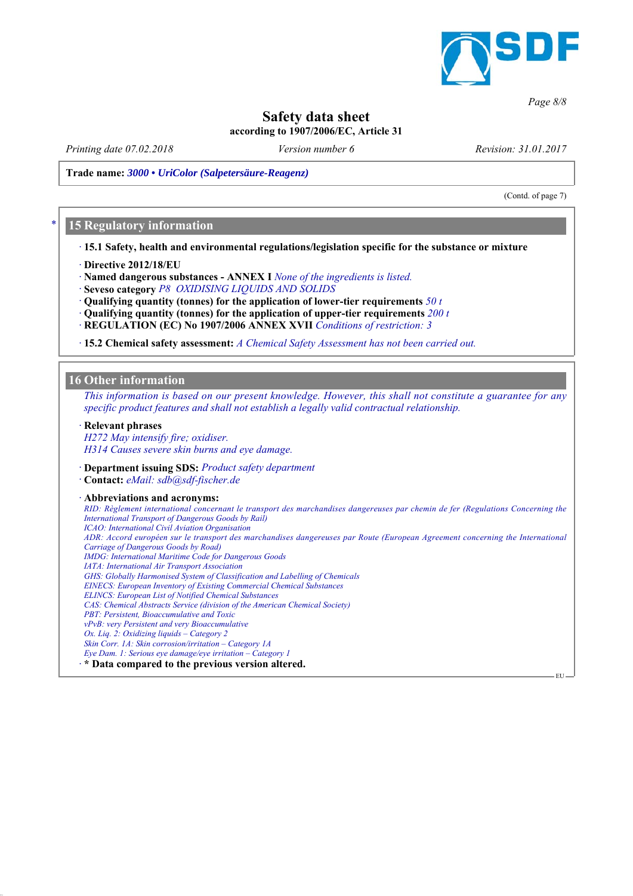# Safety data sheet

**according to 1907/2006/EC, Article 31**

*Printing date 07.02.2018* *Version number 6* *Revision: 31.01.2017*

**Trade name:** *3000 • UriColor (Salpetersäure-Reagenz)*

(Contd. of page 7)

## * 15 Regulatory information

· **15.1 Safety, health and environmental regulations/legislation specific for the substance or mixture**

· **Directive 2012/18/EU**
· **Named dangerous substances - ANNEX I** *None of the ingredients is listed.*
· **Seveso category** *P8 OXIDISING LIQUIDS AND SOLIDS*
· **Qualifying quantity (tonnes) for the application of lower-tier requirements** *50 t*
· **Qualifying quantity (tonnes) for the application of upper-tier requirements** *200 t*
· **REGULATION (EC) No 1907/2006 ANNEX XVII** *Conditions of restriction: 3*

· **15.2 Chemical safety assessment:** *A Chemical Safety Assessment has not been carried out.*

## 16 Other information

*This information is based on our present knowledge. However, this shall not constitute a guarantee for any specific product features and shall not establish a legally valid contractual relationship.*

· **Relevant phrases**
*H272 May intensify fire; oxidiser.*
*H314 Causes severe skin burns and eye damage.*

· **Department issuing SDS:** *Product safety department*
· **Contact:** *eMail: sdb@sdf-fischer.de*

· **Abbreviations and acronyms:**
*RID: Règlement international concernant le transport des marchandises dangereuses par chemin de fer (Regulations Concerning the International Transport of Dangerous Goods by Rail)*
*ICAO: International Civil Aviation Organisation*
*ADR: Accord européen sur le transport des marchandises dangereuses par Route (European Agreement concerning the International Carriage of Dangerous Goods by Road)*
*IMDG: International Maritime Code for Dangerous Goods*
*IATA: International Air Transport Association*
*GHS: Globally Harmonised System of Classification and Labelling of Chemicals*
*EINECS: European Inventory of Existing Commercial Chemical Substances*
*ELINCS: European List of Notified Chemical Substances*
*CAS: Chemical Abstracts Service (division of the American Chemical Society)*
*PBT: Persistent, Bioaccumulative and Toxic*
*vPvB: very Persistent and very Bioaccumulative*
*Ox. Liq. 2: Oxidizing liquids – Category 2*
*Skin Corr. 1A: Skin corrosion/irritation – Category 1A*
*Eye Dam. 1: Serious eye damage/eye irritation – Category 1*
· **\* Data compared to the previous version altered.**

EU